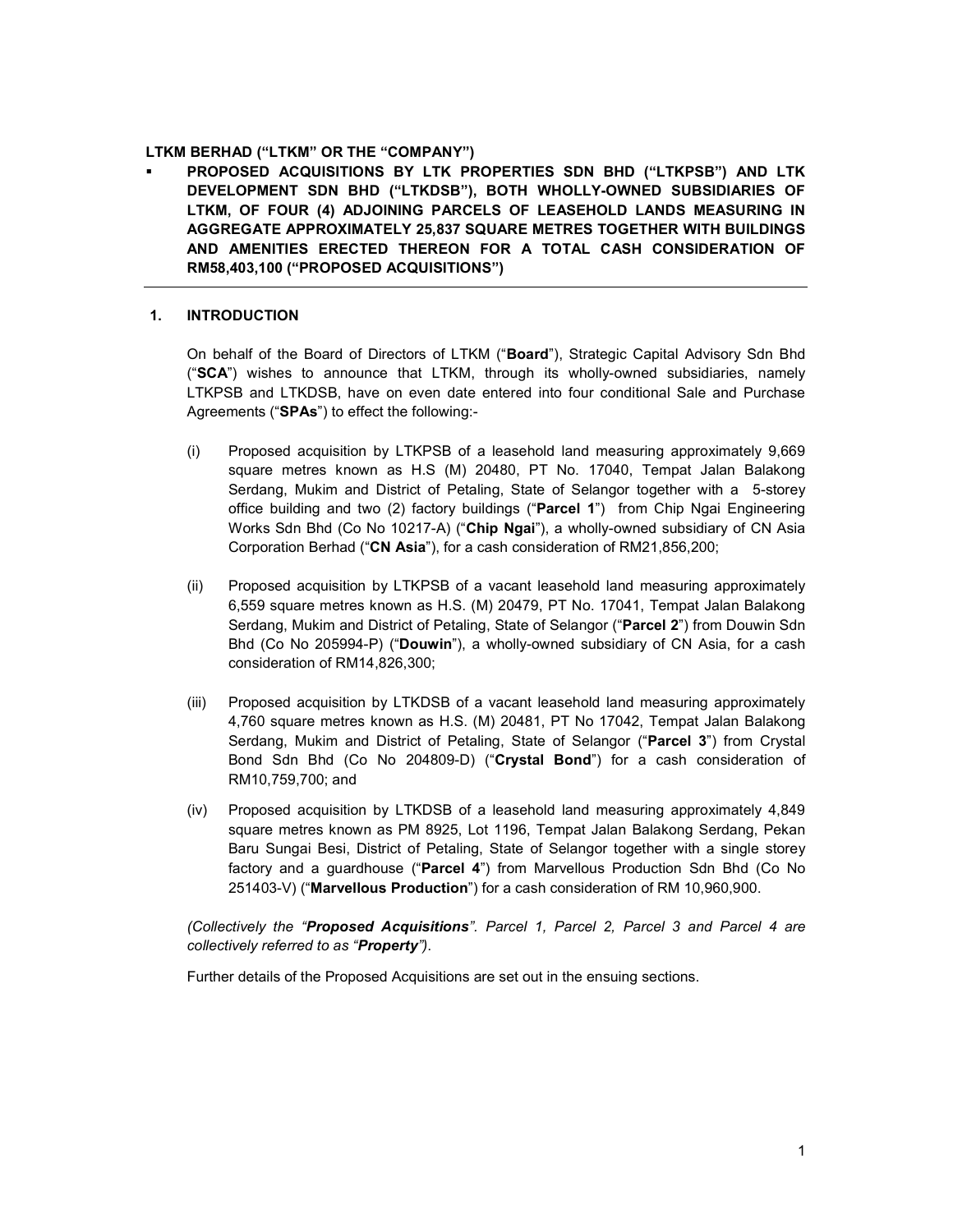**LTKM BERHAD ("LTKM" OR THE "COMPANY")**

- **PROPOSED ACQUISITIONS BY LTK PROPERTIES SDN BHD ("LTKPSB") AND LTK DEVELOPMENT SDN BHD ("LTKDSB"), BOTH WHOLLY-OWNED SUBSIDIARIES OF LTKM, OF FOUR (4) ADJOINING PARCELS OF LEASEHOLD LANDS MEASURING IN AGGREGATE APPROXIMATELY 25,837 SQUARE METRES TOGETHER WITH BUILDINGS AND AMENITIES ERECTED THEREON FOR A TOTAL CASH CONSIDERATION OF RM58,403,100 ("PROPOSED ACQUISITIONS")**

---

## 1. INTRODUCTION

On behalf of the Board of Directors of LTKM ("**Board**"), Strategic Capital Advisory Sdn Bhd ("**SCA**") wishes to announce that LTKM, through its wholly-owned subsidiaries, namely LTKPSB and LTKDSB, have on even date entered into four conditional Sale and Purchase Agreements ("**SPAs**") to effect the following:-

(i) Proposed acquisition by LTKPSB of a leasehold land measuring approximately 9,669 square metres known as H.S (M) 20480, PT No. 17040, Tempat Jalan Balakong Serdang, Mukim and District of Petaling, State of Selangor together with a 5-storey office building and two (2) factory buildings ("**Parcel 1**") from Chip Ngai Engineering Works Sdn Bhd (Co No 10217-A) ("**Chip Ngai**"), a wholly-owned subsidiary of CN Asia Corporation Berhad ("**CN Asia**"), for a cash consideration of RM21,856,200;

(ii) Proposed acquisition by LTKPSB of a vacant leasehold land measuring approximately 6,559 square metres known as H.S. (M) 20479, PT No. 17041, Tempat Jalan Balakong Serdang, Mukim and District of Petaling, State of Selangor ("**Parcel 2**") from Douwin Sdn Bhd (Co No 205994-P) ("**Douwin**"), a wholly-owned subsidiary of CN Asia, for a cash consideration of RM14,826,300;

(iii) Proposed acquisition by LTKDSB of a vacant leasehold land measuring approximately 4,760 square metres known as H.S. (M) 20481, PT No 17042, Tempat Jalan Balakong Serdang, Mukim and District of Petaling, State of Selangor ("**Parcel 3**") from Crystal Bond Sdn Bhd (Co No 204809-D) ("**Crystal Bond**") for a cash consideration of RM10,759,700; and

(iv) Proposed acquisition by LTKDSB of a leasehold land measuring approximately 4,849 square metres known as PM 8925, Lot 1196, Tempat Jalan Balakong Serdang, Pekan Baru Sungai Besi, District of Petaling, State of Selangor together with a single storey factory and a guardhouse ("**Parcel 4**") from Marvellous Production Sdn Bhd (Co No 251403-V) ("**Marvellous Production**") for a cash consideration of RM 10,960,900.

*(Collectively the "**Proposed Acquisitions**". Parcel 1, Parcel 2, Parcel 3 and Parcel 4 are collectively referred to as "**Property**").*

Further details of the Proposed Acquisitions are set out in the ensuing sections.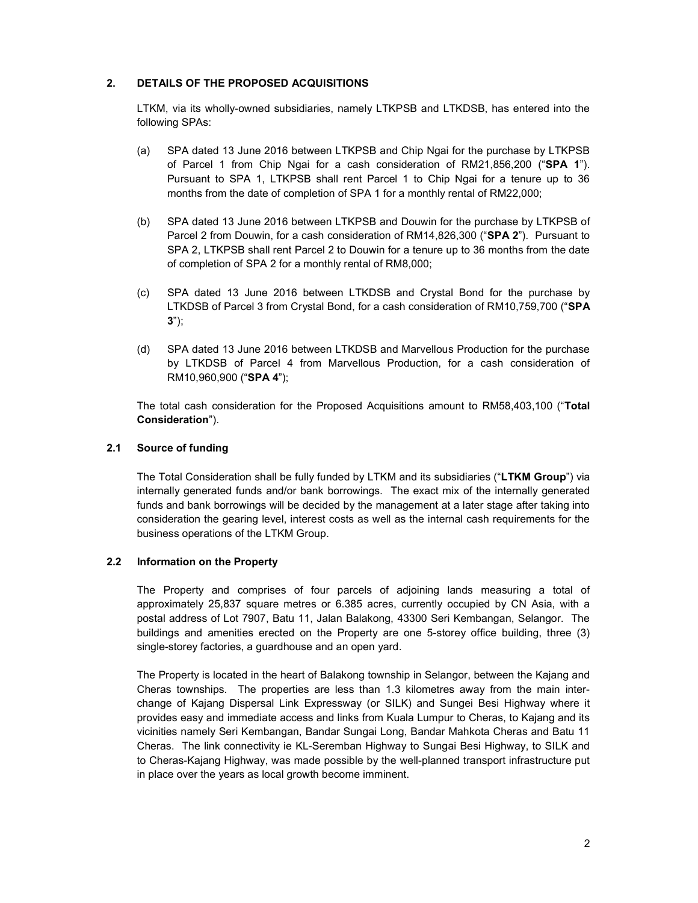## 2. DETAILS OF THE PROPOSED ACQUISITIONS

LTKM, via its wholly-owned subsidiaries, namely LTKPSB and LTKDSB, has entered into the following SPAs:

(a) SPA dated 13 June 2016 between LTKPSB and Chip Ngai for the purchase by LTKPSB of Parcel 1 from Chip Ngai for a cash consideration of RM21,856,200 ("**SPA 1**"). Pursuant to SPA 1, LTKPSB shall rent Parcel 1 to Chip Ngai for a tenure up to 36 months from the date of completion of SPA 1 for a monthly rental of RM22,000;

(b) SPA dated 13 June 2016 between LTKPSB and Douwin for the purchase by LTKPSB of Parcel 2 from Douwin, for a cash consideration of RM14,826,300 ("**SPA 2**"). Pursuant to SPA 2, LTKPSB shall rent Parcel 2 to Douwin for a tenure up to 36 months from the date of completion of SPA 2 for a monthly rental of RM8,000;

(c) SPA dated 13 June 2016 between LTKDSB and Crystal Bond for the purchase by LTKDSB of Parcel 3 from Crystal Bond, for a cash consideration of RM10,759,700 ("**SPA 3**");

(d) SPA dated 13 June 2016 between LTKDSB and Marvellous Production for the purchase by LTKDSB of Parcel 4 from Marvellous Production, for a cash consideration of RM10,960,900 ("**SPA 4**");

The total cash consideration for the Proposed Acquisitions amount to RM58,403,100 ("**Total Consideration**").

### 2.1 Source of funding

The Total Consideration shall be fully funded by LTKM and its subsidiaries ("**LTKM Group**") via internally generated funds and/or bank borrowings. The exact mix of the internally generated funds and bank borrowings will be decided by the management at a later stage after taking into consideration the gearing level, interest costs as well as the internal cash requirements for the business operations of the LTKM Group.

### 2.2 Information on the Property

The Property and comprises of four parcels of adjoining lands measuring a total of approximately 25,837 square metres or 6.385 acres, currently occupied by CN Asia, with a postal address of Lot 7907, Batu 11, Jalan Balakong, 43300 Seri Kembangan, Selangor. The buildings and amenities erected on the Property are one 5-storey office building, three (3) single-storey factories, a guardhouse and an open yard.

The Property is located in the heart of Balakong township in Selangor, between the Kajang and Cheras townships. The properties are less than 1.3 kilometres away from the main interchange of Kajang Dispersal Link Expressway (or SILK) and Sungei Besi Highway where it provides easy and immediate access and links from Kuala Lumpur to Cheras, to Kajang and its vicinities namely Seri Kembangan, Bandar Sungai Long, Bandar Mahkota Cheras and Batu 11 Cheras. The link connectivity ie KL-Seremban Highway to Sungai Besi Highway, to SILK and to Cheras-Kajang Highway, was made possible by the well-planned transport infrastructure put in place over the years as local growth become imminent.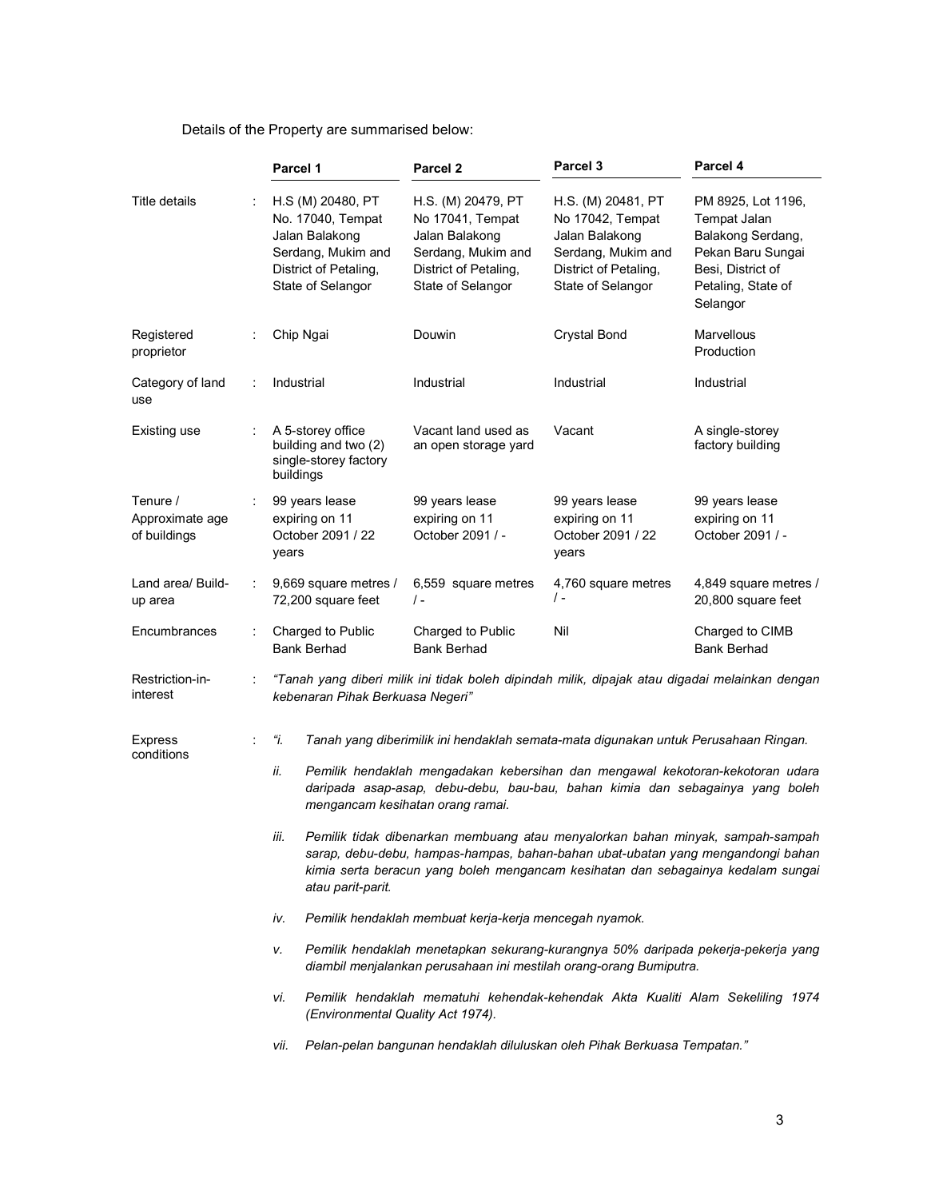Details of the Property are summarised below:

| | Parcel 1 | Parcel 2 | Parcel 3 | Parcel 4 |
|---|---|---|---|---|
| Title details | H.S (M) 20480, PT No. 17040, Tempat Jalan Balakong Serdang, Mukim and District of Petaling, State of Selangor | H.S. (M) 20479, PT No 17041, Tempat Jalan Balakong Serdang, Mukim and District of Petaling, State of Selangor | H.S. (M) 20481, PT No 17042, Tempat Jalan Balakong Serdang, Mukim and District of Petaling, State of Selangor | PM 8925, Lot 1196, Tempat Jalan Balakong Serdang, Pekan Baru Sungai Besi, District of Petaling, State of Selangor |
| Registered proprietor | Chip Ngai | Douwin | Crystal Bond | Marvellous Production |
| Category of land use | Industrial | Industrial | Industrial | Industrial |
| Existing use | A 5-storey office building and two (2) single-storey factory buildings | Vacant land used as an open storage yard | Vacant | A single-storey factory building |
| Tenure / Approximate age of buildings | 99 years lease expiring on 11 October 2091 / 22 years | 99 years lease expiring on 11 October 2091 / - | 99 years lease expiring on 11 October 2091 / 22 years | 99 years lease expiring on 11 October 2091 / - |
| Land area/ Build-up area | 9,669 square metres / 72,200 square feet | 6,559 square metres / - | 4,760 square metres / - | 4,849 square metres / 20,800 square feet |
| Encumbrances | Charged to Public Bank Berhad | Charged to Public Bank Berhad | Nil | Charged to CIMB Bank Berhad |

Restriction-in-interest : *"Tanah yang diberi milik ini tidak boleh dipindah milik, dipajak atau digadai melainkan dengan kebenaran Pihak Berkuasa Negeri"*

Express conditions :

*"i. Tanah yang diberimilik ini hendaklah semata-mata digunakan untuk Perusahaan Ringan.*

*ii. Pemilik hendaklah mengadakan kebersihan dan mengawal kekotoran-kekotoran udara daripada asap-asap, debu-debu, bau-bau, bahan kimia dan sebagainya yang boleh mengancam kesihatan orang ramai.*

*iii. Pemilik tidak dibenarkan membuang atau menyalorkan bahan minyak, sampah-sampah sarap, debu-debu, hampas-hampas, bahan-bahan ubat-ubatan yang mengandongi bahan kimia serta beracun yang boleh mengancam kesihatan dan sebagainya kedalam sungai atau parit-parit.*

*iv. Pemilik hendaklah membuat kerja-kerja mencegah nyamok.*

*v. Pemilik hendaklah menetapkan sekurang-kurangnya 50% daripada pekerja-pekerja yang diambil menjalankan perusahaan ini mestilah orang-orang Bumiputra.*

*vi. Pemilik hendaklah mematuhi kehendak-kehendak Akta Kualiti Alam Sekeliling 1974 (Environmental Quality Act 1974).*

*vii. Pelan-pelan bangunan hendaklah diluluskan oleh Pihak Berkuasa Tempatan."*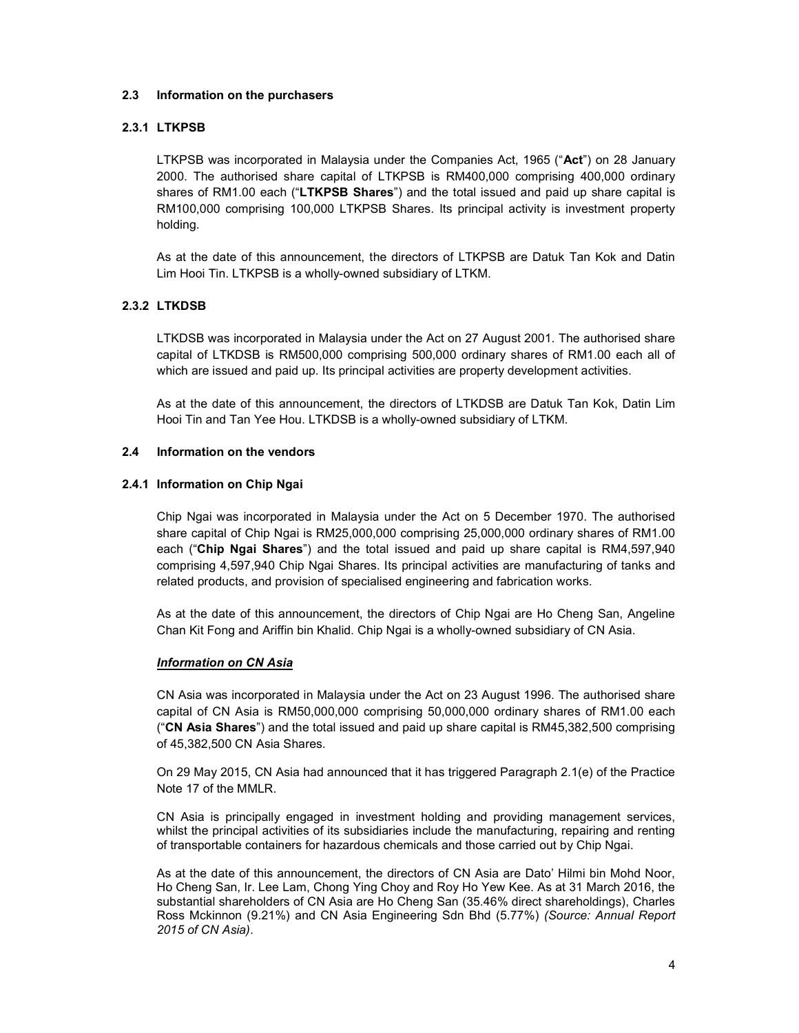### 2.3 Information on the purchasers

#### 2.3.1 LTKPSB

LTKPSB was incorporated in Malaysia under the Companies Act, 1965 ("**Act**") on 28 January 2000. The authorised share capital of LTKPSB is RM400,000 comprising 400,000 ordinary shares of RM1.00 each ("**LTKPSB Shares**") and the total issued and paid up share capital is RM100,000 comprising 100,000 LTKPSB Shares. Its principal activity is investment property holding.

As at the date of this announcement, the directors of LTKPSB are Datuk Tan Kok and Datin Lim Hooi Tin. LTKPSB is a wholly-owned subsidiary of LTKM.

#### 2.3.2 LTKDSB

LTKDSB was incorporated in Malaysia under the Act on 27 August 2001. The authorised share capital of LTKDSB is RM500,000 comprising 500,000 ordinary shares of RM1.00 each all of which are issued and paid up. Its principal activities are property development activities.

As at the date of this announcement, the directors of LTKDSB are Datuk Tan Kok, Datin Lim Hooi Tin and Tan Yee Hou. LTKDSB is a wholly-owned subsidiary of LTKM.

### 2.4 Information on the vendors

#### 2.4.1 Information on Chip Ngai

Chip Ngai was incorporated in Malaysia under the Act on 5 December 1970. The authorised share capital of Chip Ngai is RM25,000,000 comprising 25,000,000 ordinary shares of RM1.00 each ("**Chip Ngai Shares**") and the total issued and paid up share capital is RM4,597,940 comprising 4,597,940 Chip Ngai Shares. Its principal activities are manufacturing of tanks and related products, and provision of specialised engineering and fabrication works.

As at the date of this announcement, the directors of Chip Ngai are Ho Cheng San, Angeline Chan Kit Fong and Ariffin bin Khalid. Chip Ngai is a wholly-owned subsidiary of CN Asia.

***<u>Information on CN Asia</u>***

CN Asia was incorporated in Malaysia under the Act on 23 August 1996. The authorised share capital of CN Asia is RM50,000,000 comprising 50,000,000 ordinary shares of RM1.00 each ("**CN Asia Shares**") and the total issued and paid up share capital is RM45,382,500 comprising of 45,382,500 CN Asia Shares.

On 29 May 2015, CN Asia had announced that it has triggered Paragraph 2.1(e) of the Practice Note 17 of the MMLR.

CN Asia is principally engaged in investment holding and providing management services, whilst the principal activities of its subsidiaries include the manufacturing, repairing and renting of transportable containers for hazardous chemicals and those carried out by Chip Ngai.

As at the date of this announcement, the directors of CN Asia are Dato' Hilmi bin Mohd Noor, Ho Cheng San, Ir. Lee Lam, Chong Ying Choy and Roy Ho Yew Kee. As at 31 March 2016, the substantial shareholders of CN Asia are Ho Cheng San (35.46% direct shareholdings), Charles Ross Mckinnon (9.21%) and CN Asia Engineering Sdn Bhd (5.77%) *(Source: Annual Report 2015 of CN Asia)*.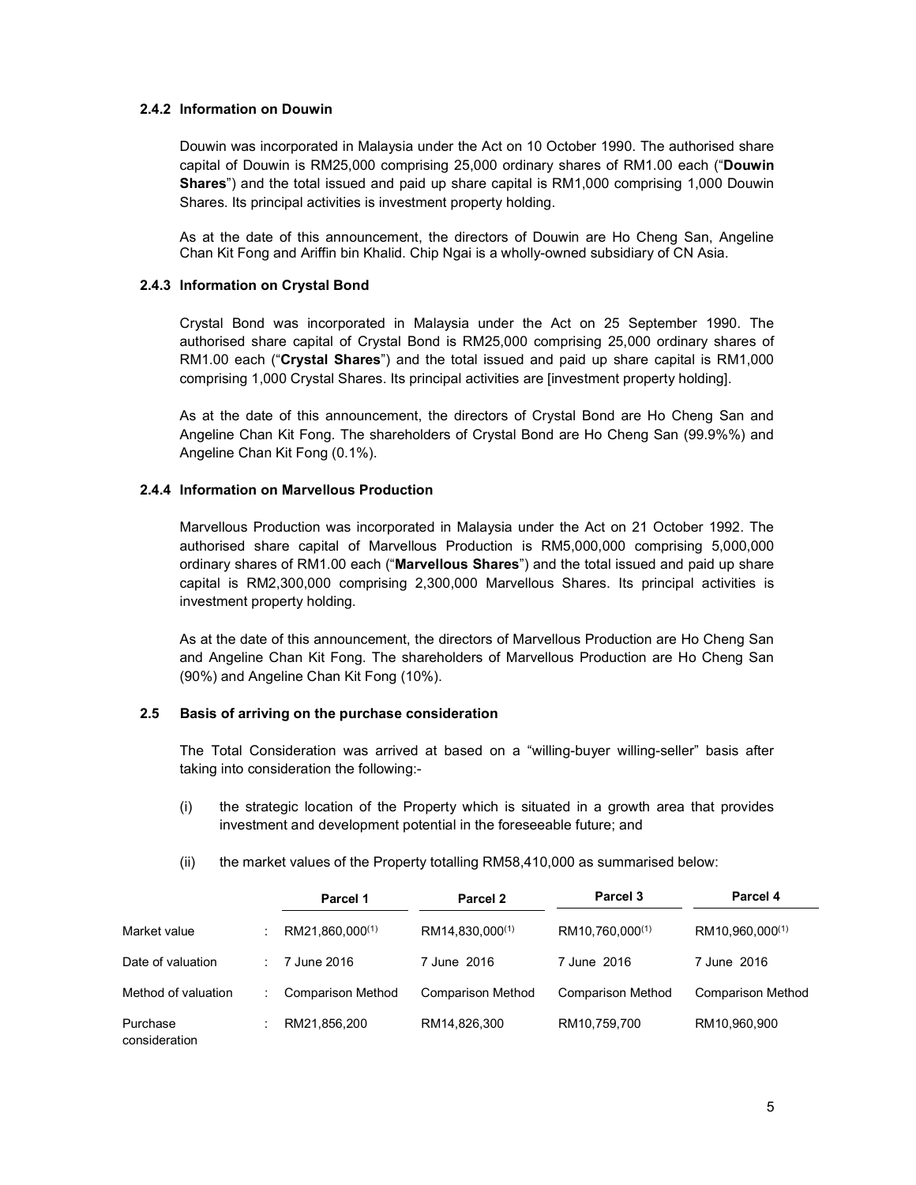### 2.4.2 Information on Douwin

Douwin was incorporated in Malaysia under the Act on 10 October 1990. The authorised share capital of Douwin is RM25,000 comprising 25,000 ordinary shares of RM1.00 each ("**Douwin Shares**") and the total issued and paid up share capital is RM1,000 comprising 1,000 Douwin Shares. Its principal activities is investment property holding.

As at the date of this announcement, the directors of Douwin are Ho Cheng San, Angeline Chan Kit Fong and Ariffin bin Khalid. Chip Ngai is a wholly-owned subsidiary of CN Asia.

### 2.4.3 Information on Crystal Bond

Crystal Bond was incorporated in Malaysia under the Act on 25 September 1990. The authorised share capital of Crystal Bond is RM25,000 comprising 25,000 ordinary shares of RM1.00 each ("**Crystal Shares**") and the total issued and paid up share capital is RM1,000 comprising 1,000 Crystal Shares. Its principal activities are [investment property holding].

As at the date of this announcement, the directors of Crystal Bond are Ho Cheng San and Angeline Chan Kit Fong. The shareholders of Crystal Bond are Ho Cheng San (99.9%%) and Angeline Chan Kit Fong (0.1%).

### 2.4.4 Information on Marvellous Production

Marvellous Production was incorporated in Malaysia under the Act on 21 October 1992. The authorised share capital of Marvellous Production is RM5,000,000 comprising 5,000,000 ordinary shares of RM1.00 each ("**Marvellous Shares**") and the total issued and paid up share capital is RM2,300,000 comprising 2,300,000 Marvellous Shares. Its principal activities is investment property holding.

As at the date of this announcement, the directors of Marvellous Production are Ho Cheng San and Angeline Chan Kit Fong. The shareholders of Marvellous Production are Ho Cheng San (90%) and Angeline Chan Kit Fong (10%).

### 2.5 Basis of arriving on the purchase consideration

The Total Consideration was arrived at based on a "willing-buyer willing-seller" basis after taking into consideration the following:-

(i) the strategic location of the Property which is situated in a growth area that provides investment and development potential in the foreseeable future; and

(ii) the market values of the Property totalling RM58,410,000 as summarised below:

| | | Parcel 1 | Parcel 2 | Parcel 3 | Parcel 4 |
|---|---|---|---|---|---|
| Market value | : | RM21,860,000[(1)] | RM14,830,000[(1)] | RM10,760,000[(1)] | RM10,960,000[(1)] |
| Date of valuation | : | 7 June 2016 | 7 June 2016 | 7 June 2016 | 7 June 2016 |
| Method of valuation | : | Comparison Method | Comparison Method | Comparison Method | Comparison Method |
| Purchase consideration | : | RM21,856,200 | RM14,826,300 | RM10,759,700 | RM10,960,900 |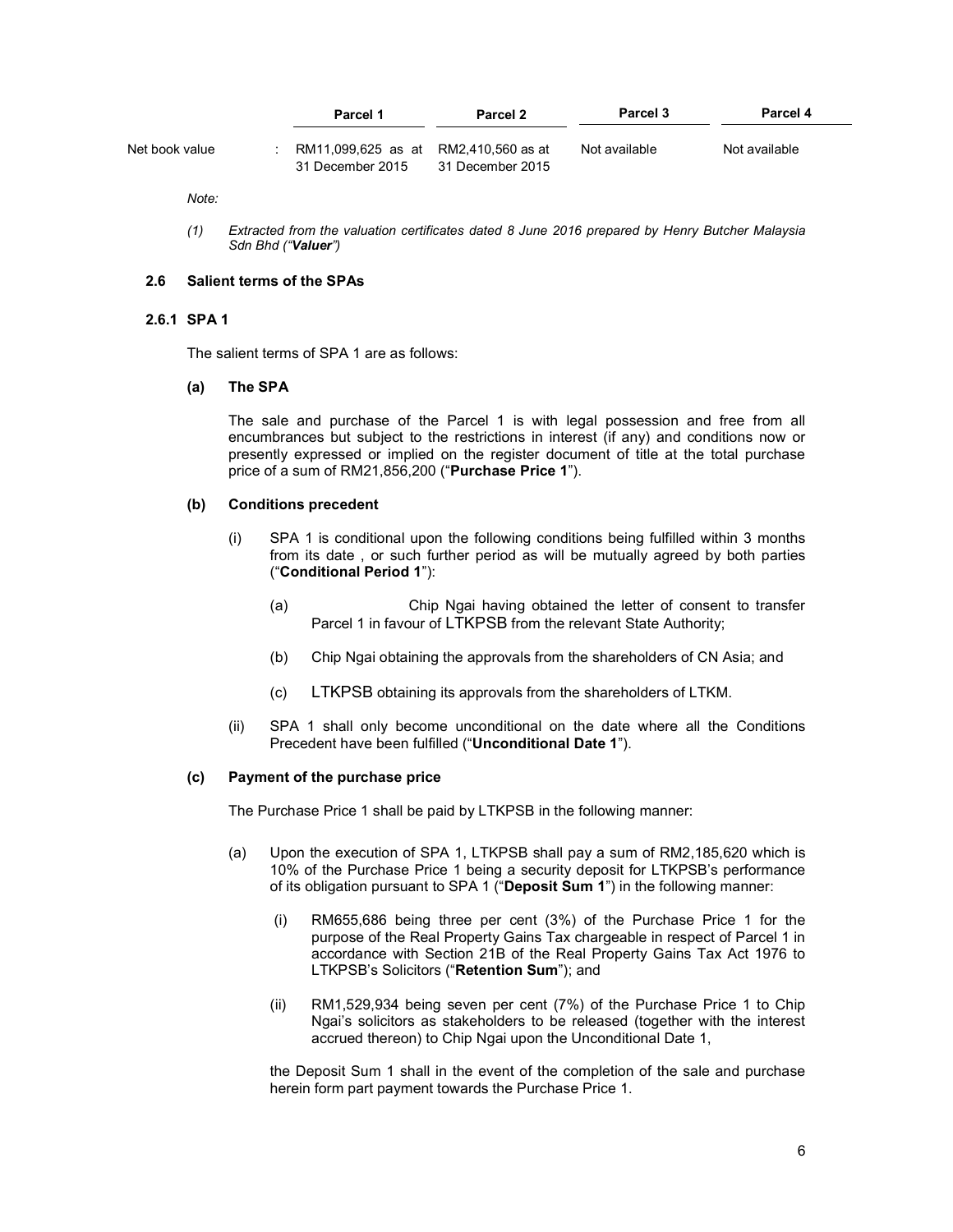| | | Parcel 1 | Parcel 2 | Parcel 3 | Parcel 4 |
|---|---|---|---|---|---|
| Net book value | : | RM11,099,625 as at 31 December 2015 | RM2,410,560 as at 31 December 2015 | Not available | Not available |

*Note:*

*(1) Extracted from the valuation certificates dated 8 June 2016 prepared by Henry Butcher Malaysia Sdn Bhd ("**Valuer**")*

### 2.6 Salient terms of the SPAs

#### 2.6.1 SPA 1

The salient terms of SPA 1 are as follows:

**(a) The SPA**

The sale and purchase of the Parcel 1 is with legal possession and free from all encumbrances but subject to the restrictions in interest (if any) and conditions now or presently expressed or implied on the register document of title at the total purchase price of a sum of RM21,856,200 ("**Purchase Price 1**").

**(b) Conditions precedent**

(i) SPA 1 is conditional upon the following conditions being fulfilled within 3 months from its date , or such further period as will be mutually agreed by both parties ("**Conditional Period 1**"):

(a) Chip Ngai having obtained the letter of consent to transfer Parcel 1 in favour of LTKPSB from the relevant State Authority;

(b) Chip Ngai obtaining the approvals from the shareholders of CN Asia; and

(c) LTKPSB obtaining its approvals from the shareholders of LTKM.

(ii) SPA 1 shall only become unconditional on the date where all the Conditions Precedent have been fulfilled ("**Unconditional Date 1**").

**(c) Payment of the purchase price**

The Purchase Price 1 shall be paid by LTKPSB in the following manner:

(a) Upon the execution of SPA 1, LTKPSB shall pay a sum of RM2,185,620 which is 10% of the Purchase Price 1 being a security deposit for LTKPSB's performance of its obligation pursuant to SPA 1 ("**Deposit Sum 1**") in the following manner:

(i) RM655,686 being three per cent (3%) of the Purchase Price 1 for the purpose of the Real Property Gains Tax chargeable in respect of Parcel 1 in accordance with Section 21B of the Real Property Gains Tax Act 1976 to LTKPSB's Solicitors ("**Retention Sum**"); and

(ii) RM1,529,934 being seven per cent (7%) of the Purchase Price 1 to Chip Ngai's solicitors as stakeholders to be released (together with the interest accrued thereon) to Chip Ngai upon the Unconditional Date 1,

the Deposit Sum 1 shall in the event of the completion of the sale and purchase herein form part payment towards the Purchase Price 1.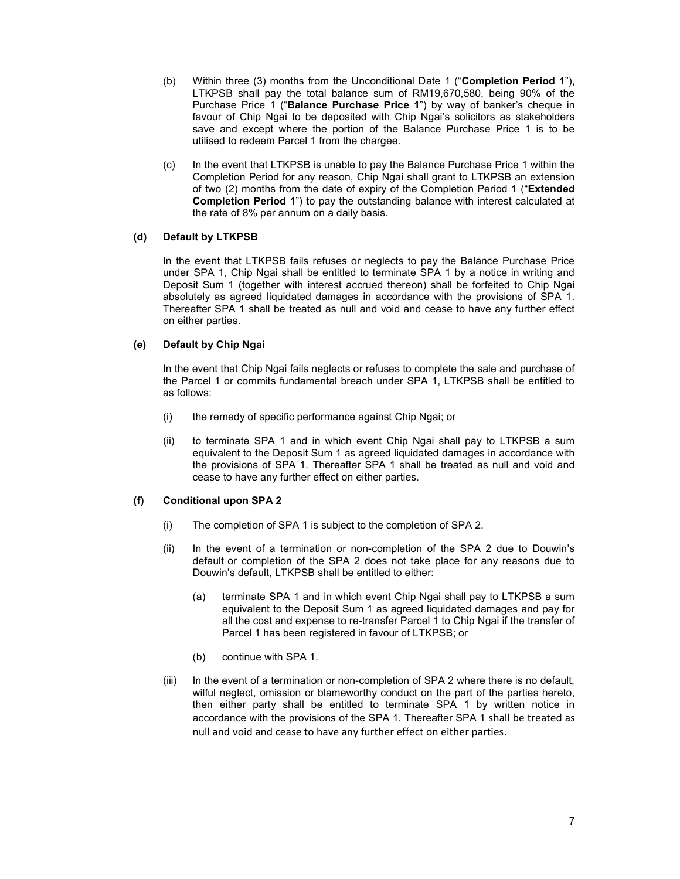(b) Within three (3) months from the Unconditional Date 1 ("**Completion Period 1**"), LTKPSB shall pay the total balance sum of RM19,670,580, being 90% of the Purchase Price 1 ("**Balance Purchase Price 1**") by way of banker's cheque in favour of Chip Ngai to be deposited with Chip Ngai's solicitors as stakeholders save and except where the portion of the Balance Purchase Price 1 is to be utilised to redeem Parcel 1 from the chargee.

(c) In the event that LTKPSB is unable to pay the Balance Purchase Price 1 within the Completion Period for any reason, Chip Ngai shall grant to LTKPSB an extension of two (2) months from the date of expiry of the Completion Period 1 ("**Extended Completion Period 1**") to pay the outstanding balance with interest calculated at the rate of 8% per annum on a daily basis.

**(d) Default by LTKPSB**

In the event that LTKPSB fails refuses or neglects to pay the Balance Purchase Price under SPA 1, Chip Ngai shall be entitled to terminate SPA 1 by a notice in writing and Deposit Sum 1 (together with interest accrued thereon) shall be forfeited to Chip Ngai absolutely as agreed liquidated damages in accordance with the provisions of SPA 1. Thereafter SPA 1 shall be treated as null and void and cease to have any further effect on either parties.

**(e) Default by Chip Ngai**

In the event that Chip Ngai fails neglects or refuses to complete the sale and purchase of the Parcel 1 or commits fundamental breach under SPA 1, LTKPSB shall be entitled to as follows:

(i) the remedy of specific performance against Chip Ngai; or

(ii) to terminate SPA 1 and in which event Chip Ngai shall pay to LTKPSB a sum equivalent to the Deposit Sum 1 as agreed liquidated damages in accordance with the provisions of SPA 1. Thereafter SPA 1 shall be treated as null and void and cease to have any further effect on either parties.

**(f) Conditional upon SPA 2**

(i) The completion of SPA 1 is subject to the completion of SPA 2.

(ii) In the event of a termination or non-completion of the SPA 2 due to Douwin's default or completion of the SPA 2 does not take place for any reasons due to Douwin's default, LTKPSB shall be entitled to either:

(a) terminate SPA 1 and in which event Chip Ngai shall pay to LTKPSB a sum equivalent to the Deposit Sum 1 as agreed liquidated damages and pay for all the cost and expense to re-transfer Parcel 1 to Chip Ngai if the transfer of Parcel 1 has been registered in favour of LTKPSB; or

(b) continue with SPA 1.

(iii) In the event of a termination or non-completion of SPA 2 where there is no default, wilful neglect, omission or blameworthy conduct on the part of the parties hereto, then either party shall be entitled to terminate SPA 1 by written notice in accordance with the provisions of the SPA 1. Thereafter SPA 1 shall be treated as null and void and cease to have any further effect on either parties.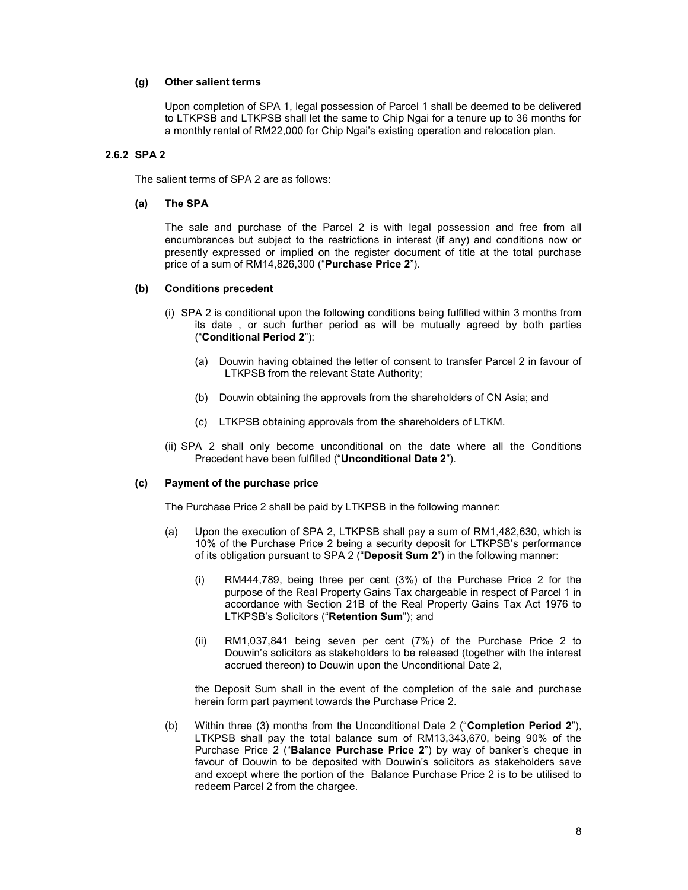**(g) Other salient terms**

Upon completion of SPA 1, legal possession of Parcel 1 shall be deemed to be delivered to LTKPSB and LTKPSB shall let the same to Chip Ngai for a tenure up to 36 months for a monthly rental of RM22,000 for Chip Ngai's existing operation and relocation plan.

### 2.6.2 SPA 2

The salient terms of SPA 2 are as follows:

**(a) The SPA**

The sale and purchase of the Parcel 2 is with legal possession and free from all encumbrances but subject to the restrictions in interest (if any) and conditions now or presently expressed or implied on the register document of title at the total purchase price of a sum of RM14,826,300 ("**Purchase Price 2**").

**(b) Conditions precedent**

(i) SPA 2 is conditional upon the following conditions being fulfilled within 3 months from its date , or such further period as will be mutually agreed by both parties ("**Conditional Period 2**"):

(a) Douwin having obtained the letter of consent to transfer Parcel 2 in favour of LTKPSB from the relevant State Authority;

(b) Douwin obtaining the approvals from the shareholders of CN Asia; and

(c) LTKPSB obtaining approvals from the shareholders of LTKM.

(ii) SPA 2 shall only become unconditional on the date where all the Conditions Precedent have been fulfilled ("**Unconditional Date 2**").

**(c) Payment of the purchase price**

The Purchase Price 2 shall be paid by LTKPSB in the following manner:

(a) Upon the execution of SPA 2, LTKPSB shall pay a sum of RM1,482,630, which is 10% of the Purchase Price 2 being a security deposit for LTKPSB's performance of its obligation pursuant to SPA 2 ("**Deposit Sum 2**") in the following manner:

(i) RM444,789, being three per cent (3%) of the Purchase Price 2 for the purpose of the Real Property Gains Tax chargeable in respect of Parcel 1 in accordance with Section 21B of the Real Property Gains Tax Act 1976 to LTKPSB's Solicitors ("**Retention Sum**"); and

(ii) RM1,037,841 being seven per cent (7%) of the Purchase Price 2 to Douwin's solicitors as stakeholders to be released (together with the interest accrued thereon) to Douwin upon the Unconditional Date 2,

the Deposit Sum shall in the event of the completion of the sale and purchase herein form part payment towards the Purchase Price 2.

(b) Within three (3) months from the Unconditional Date 2 ("**Completion Period 2**"), LTKPSB shall pay the total balance sum of RM13,343,670, being 90% of the Purchase Price 2 ("**Balance Purchase Price 2**") by way of banker's cheque in favour of Douwin to be deposited with Douwin's solicitors as stakeholders save and except where the portion of the Balance Purchase Price 2 is to be utilised to redeem Parcel 2 from the chargee.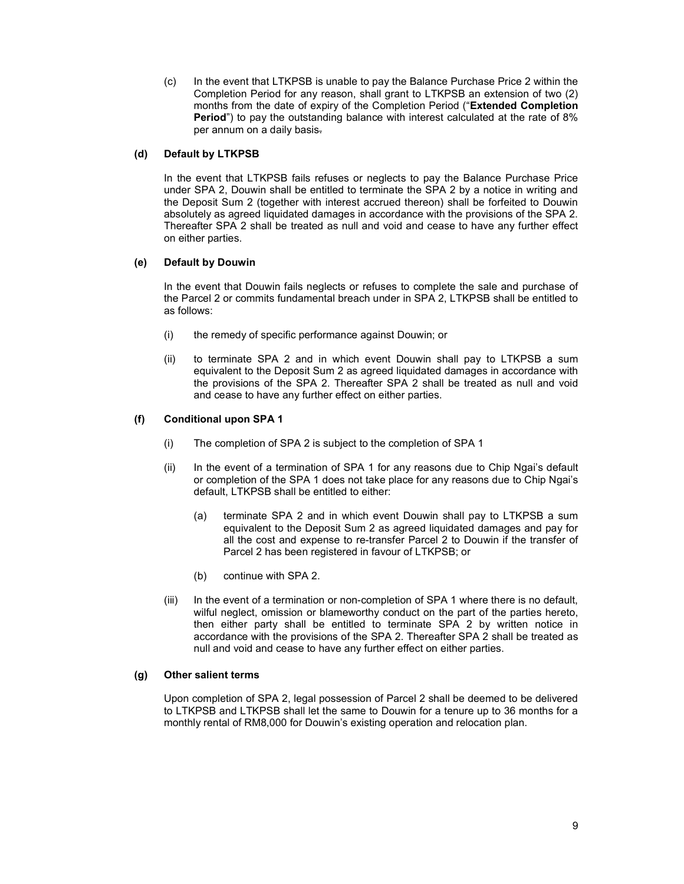(c) In the event that LTKPSB is unable to pay the Balance Purchase Price 2 within the Completion Period for any reason, shall grant to LTKPSB an extension of two (2) months from the date of expiry of the Completion Period ("**Extended Completion Period**") to pay the outstanding balance with interest calculated at the rate of 8% per annum on a daily basis.

**(d) Default by LTKPSB**

In the event that LTKPSB fails refuses or neglects to pay the Balance Purchase Price under SPA 2, Douwin shall be entitled to terminate the SPA 2 by a notice in writing and the Deposit Sum 2 (together with interest accrued thereon) shall be forfeited to Douwin absolutely as agreed liquidated damages in accordance with the provisions of the SPA 2. Thereafter SPA 2 shall be treated as null and void and cease to have any further effect on either parties.

**(e) Default by Douwin**

In the event that Douwin fails neglects or refuses to complete the sale and purchase of the Parcel 2 or commits fundamental breach under in SPA 2, LTKPSB shall be entitled to as follows:

(i) the remedy of specific performance against Douwin; or

(ii) to terminate SPA 2 and in which event Douwin shall pay to LTKPSB a sum equivalent to the Deposit Sum 2 as agreed liquidated damages in accordance with the provisions of the SPA 2. Thereafter SPA 2 shall be treated as null and void and cease to have any further effect on either parties.

**(f) Conditional upon SPA 1**

(i) The completion of SPA 2 is subject to the completion of SPA 1

(ii) In the event of a termination of SPA 1 for any reasons due to Chip Ngai's default or completion of the SPA 1 does not take place for any reasons due to Chip Ngai's default, LTKPSB shall be entitled to either:

(a) terminate SPA 2 and in which event Douwin shall pay to LTKPSB a sum equivalent to the Deposit Sum 2 as agreed liquidated damages and pay for all the cost and expense to re-transfer Parcel 2 to Douwin if the transfer of Parcel 2 has been registered in favour of LTKPSB; or

(b) continue with SPA 2.

(iii) In the event of a termination or non-completion of SPA 1 where there is no default, wilful neglect, omission or blameworthy conduct on the part of the parties hereto, then either party shall be entitled to terminate SPA 2 by written notice in accordance with the provisions of the SPA 2. Thereafter SPA 2 shall be treated as null and void and cease to have any further effect on either parties.

**(g) Other salient terms**

Upon completion of SPA 2, legal possession of Parcel 2 shall be deemed to be delivered to LTKPSB and LTKPSB shall let the same to Douwin for a tenure up to 36 months for a monthly rental of RM8,000 for Douwin's existing operation and relocation plan.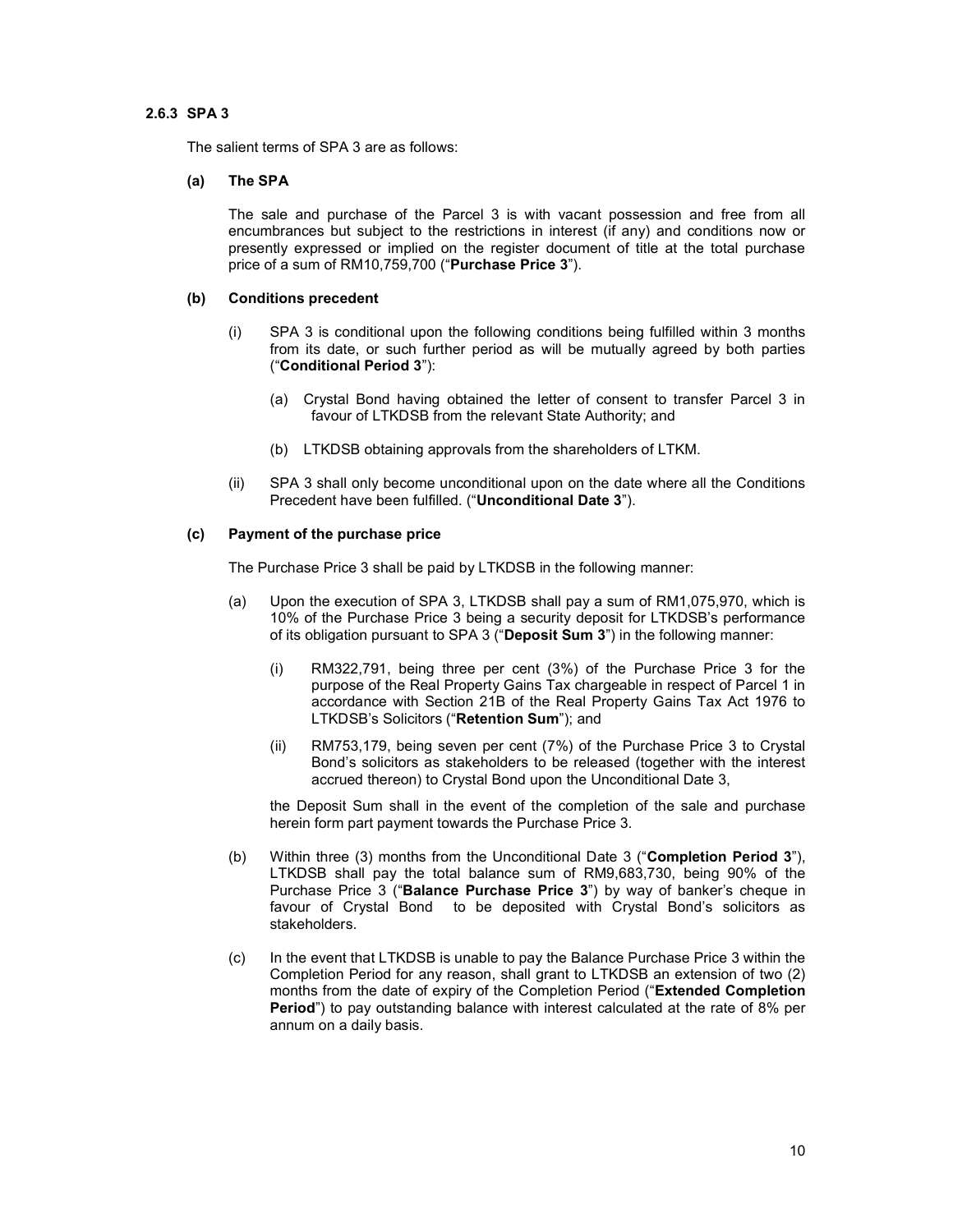### 2.6.3 SPA 3

The salient terms of SPA 3 are as follows:

#### (a) The SPA

The sale and purchase of the Parcel 3 is with vacant possession and free from all encumbrances but subject to the restrictions in interest (if any) and conditions now or presently expressed or implied on the register document of title at the total purchase price of a sum of RM10,759,700 ("**Purchase Price 3**").

#### (b) Conditions precedent

(i) SPA 3 is conditional upon the following conditions being fulfilled within 3 months from its date, or such further period as will be mutually agreed by both parties ("**Conditional Period 3**"):

  (a) Crystal Bond having obtained the letter of consent to transfer Parcel 3 in favour of LTKDSB from the relevant State Authority; and

  (b) LTKDSB obtaining approvals from the shareholders of LTKM.

(ii) SPA 3 shall only become unconditional upon on the date where all the Conditions Precedent have been fulfilled. ("**Unconditional Date 3**").

#### (c) Payment of the purchase price

The Purchase Price 3 shall be paid by LTKDSB in the following manner:

(a) Upon the execution of SPA 3, LTKDSB shall pay a sum of RM1,075,970, which is 10% of the Purchase Price 3 being a security deposit for LTKDSB's performance of its obligation pursuant to SPA 3 ("**Deposit Sum 3**") in the following manner:

  (i) RM322,791, being three per cent (3%) of the Purchase Price 3 for the purpose of the Real Property Gains Tax chargeable in respect of Parcel 1 in accordance with Section 21B of the Real Property Gains Tax Act 1976 to LTKDSB's Solicitors ("**Retention Sum**"); and

  (ii) RM753,179, being seven per cent (7%) of the Purchase Price 3 to Crystal Bond's solicitors as stakeholders to be released (together with the interest accrued thereon) to Crystal Bond upon the Unconditional Date 3,

  the Deposit Sum shall in the event of the completion of the sale and purchase herein form part payment towards the Purchase Price 3.

(b) Within three (3) months from the Unconditional Date 3 ("**Completion Period 3**"), LTKDSB shall pay the total balance sum of RM9,683,730, being 90% of the Purchase Price 3 ("**Balance Purchase Price 3**") by way of banker's cheque in favour of Crystal Bond to be deposited with Crystal Bond's solicitors as stakeholders.

(c) In the event that LTKDSB is unable to pay the Balance Purchase Price 3 within the Completion Period for any reason, shall grant to LTKDSB an extension of two (2) months from the date of expiry of the Completion Period ("**Extended Completion Period**") to pay outstanding balance with interest calculated at the rate of 8% per annum on a daily basis.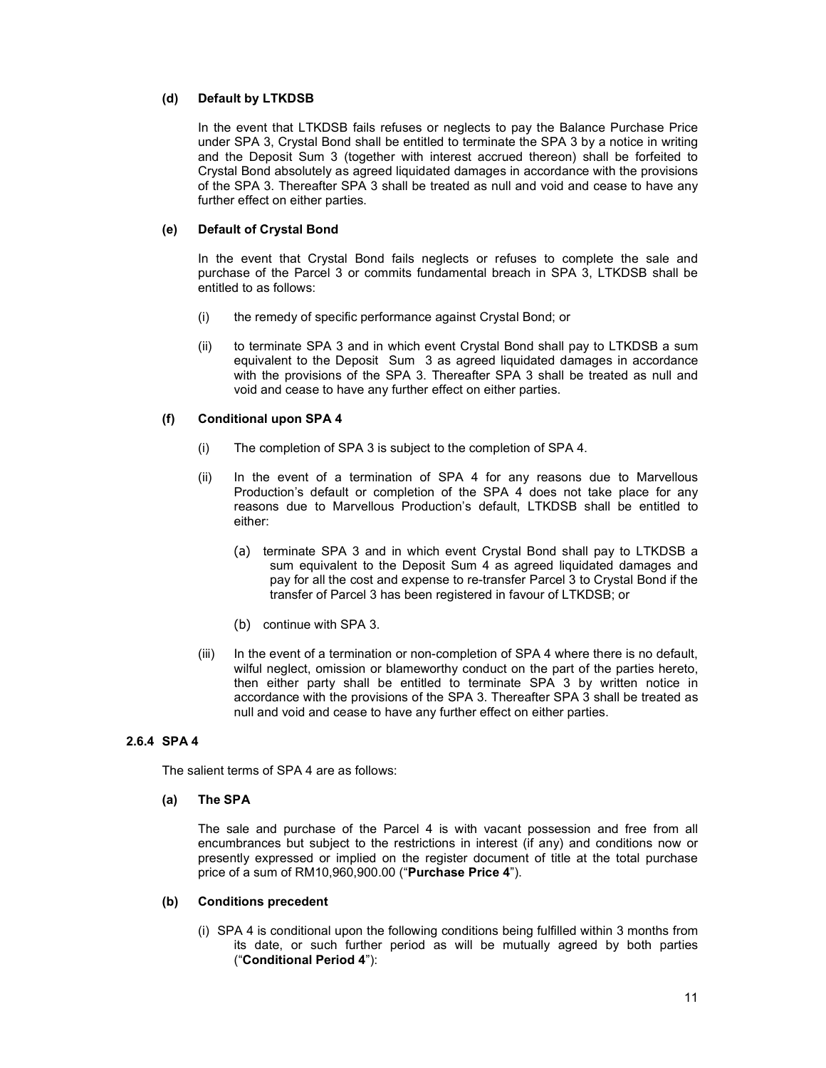**(d) Default by LTKDSB**

In the event that LTKDSB fails refuses or neglects to pay the Balance Purchase Price under SPA 3, Crystal Bond shall be entitled to terminate the SPA 3 by a notice in writing and the Deposit Sum 3 (together with interest accrued thereon) shall be forfeited to Crystal Bond absolutely as agreed liquidated damages in accordance with the provisions of the SPA 3. Thereafter SPA 3 shall be treated as null and void and cease to have any further effect on either parties.

**(e) Default of Crystal Bond**

In the event that Crystal Bond fails neglects or refuses to complete the sale and purchase of the Parcel 3 or commits fundamental breach in SPA 3, LTKDSB shall be entitled to as follows:

(i) the remedy of specific performance against Crystal Bond; or

(ii) to terminate SPA 3 and in which event Crystal Bond shall pay to LTKDSB a sum equivalent to the Deposit Sum 3 as agreed liquidated damages in accordance with the provisions of the SPA 3. Thereafter SPA 3 shall be treated as null and void and cease to have any further effect on either parties.

**(f) Conditional upon SPA 4**

(i) The completion of SPA 3 is subject to the completion of SPA 4.

(ii) In the event of a termination of SPA 4 for any reasons due to Marvellous Production's default or completion of the SPA 4 does not take place for any reasons due to Marvellous Production's default, LTKDSB shall be entitled to either:

(a) terminate SPA 3 and in which event Crystal Bond shall pay to LTKDSB a sum equivalent to the Deposit Sum 4 as agreed liquidated damages and pay for all the cost and expense to re-transfer Parcel 3 to Crystal Bond if the transfer of Parcel 3 has been registered in favour of LTKDSB; or

(b) continue with SPA 3.

(iii) In the event of a termination or non-completion of SPA 4 where there is no default, wilful neglect, omission or blameworthy conduct on the part of the parties hereto, then either party shall be entitled to terminate SPA 3 by written notice in accordance with the provisions of the SPA 3. Thereafter SPA 3 shall be treated as null and void and cease to have any further effect on either parties.

### 2.6.4 SPA 4

The salient terms of SPA 4 are as follows:

**(a) The SPA**

The sale and purchase of the Parcel 4 is with vacant possession and free from all encumbrances but subject to the restrictions in interest (if any) and conditions now or presently expressed or implied on the register document of title at the total purchase price of a sum of RM10,960,900.00 ("**Purchase Price 4**").

**(b) Conditions precedent**

(i) SPA 4 is conditional upon the following conditions being fulfilled within 3 months from its date, or such further period as will be mutually agreed by both parties ("**Conditional Period 4**"):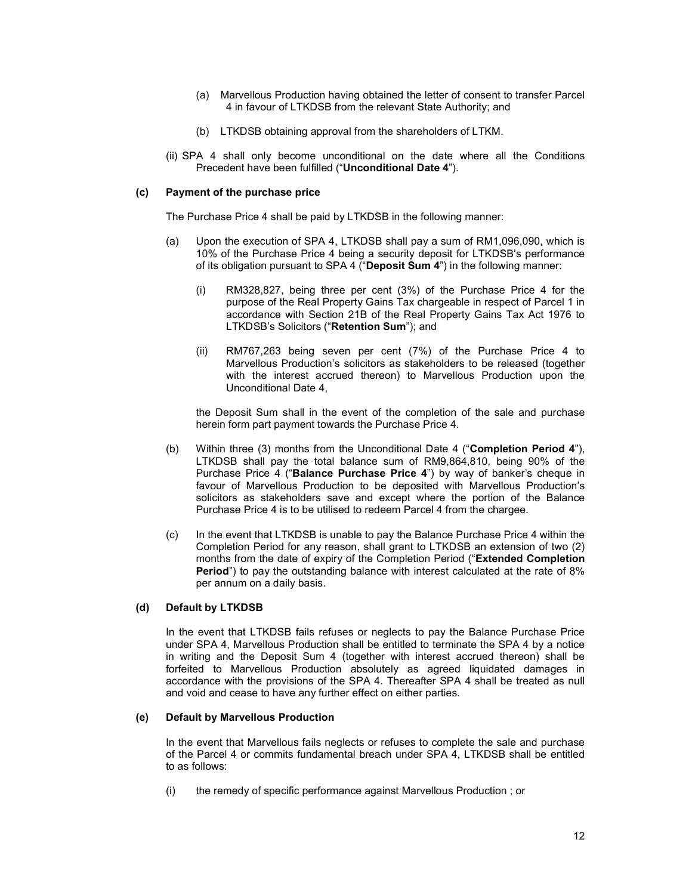(a) Marvellous Production having obtained the letter of consent to transfer Parcel 4 in favour of LTKDSB from the relevant State Authority; and

(b) LTKDSB obtaining approval from the shareholders of LTKM.

(ii) SPA 4 shall only become unconditional on the date where all the Conditions Precedent have been fulfilled ("**Unconditional Date 4**").

**(c) Payment of the purchase price**

The Purchase Price 4 shall be paid by LTKDSB in the following manner:

(a) Upon the execution of SPA 4, LTKDSB shall pay a sum of RM1,096,090, which is 10% of the Purchase Price 4 being a security deposit for LTKDSB's performance of its obligation pursuant to SPA 4 ("**Deposit Sum 4**") in the following manner:

(i) RM328,827, being three per cent (3%) of the Purchase Price 4 for the purpose of the Real Property Gains Tax chargeable in respect of Parcel 1 in accordance with Section 21B of the Real Property Gains Tax Act 1976 to LTKDSB's Solicitors ("**Retention Sum**"); and

(ii) RM767,263 being seven per cent (7%) of the Purchase Price 4 to Marvellous Production's solicitors as stakeholders to be released (together with the interest accrued thereon) to Marvellous Production upon the Unconditional Date 4,

the Deposit Sum shall in the event of the completion of the sale and purchase herein form part payment towards the Purchase Price 4.

(b) Within three (3) months from the Unconditional Date 4 ("**Completion Period 4**"), LTKDSB shall pay the total balance sum of RM9,864,810, being 90% of the Purchase Price 4 ("**Balance Purchase Price 4**") by way of banker's cheque in favour of Marvellous Production to be deposited with Marvellous Production's solicitors as stakeholders save and except where the portion of the Balance Purchase Price 4 is to be utilised to redeem Parcel 4 from the chargee.

(c) In the event that LTKDSB is unable to pay the Balance Purchase Price 4 within the Completion Period for any reason, shall grant to LTKDSB an extension of two (2) months from the date of expiry of the Completion Period ("**Extended Completion Period**") to pay the outstanding balance with interest calculated at the rate of 8% per annum on a daily basis.

**(d) Default by LTKDSB**

In the event that LTKDSB fails refuses or neglects to pay the Balance Purchase Price under SPA 4, Marvellous Production shall be entitled to terminate the SPA 4 by a notice in writing and the Deposit Sum 4 (together with interest accrued thereon) shall be forfeited to Marvellous Production absolutely as agreed liquidated damages in accordance with the provisions of the SPA 4. Thereafter SPA 4 shall be treated as null and void and cease to have any further effect on either parties.

**(e) Default by Marvellous Production**

In the event that Marvellous fails neglects or refuses to complete the sale and purchase of the Parcel 4 or commits fundamental breach under SPA 4, LTKDSB shall be entitled to as follows:

(i) the remedy of specific performance against Marvellous Production ; or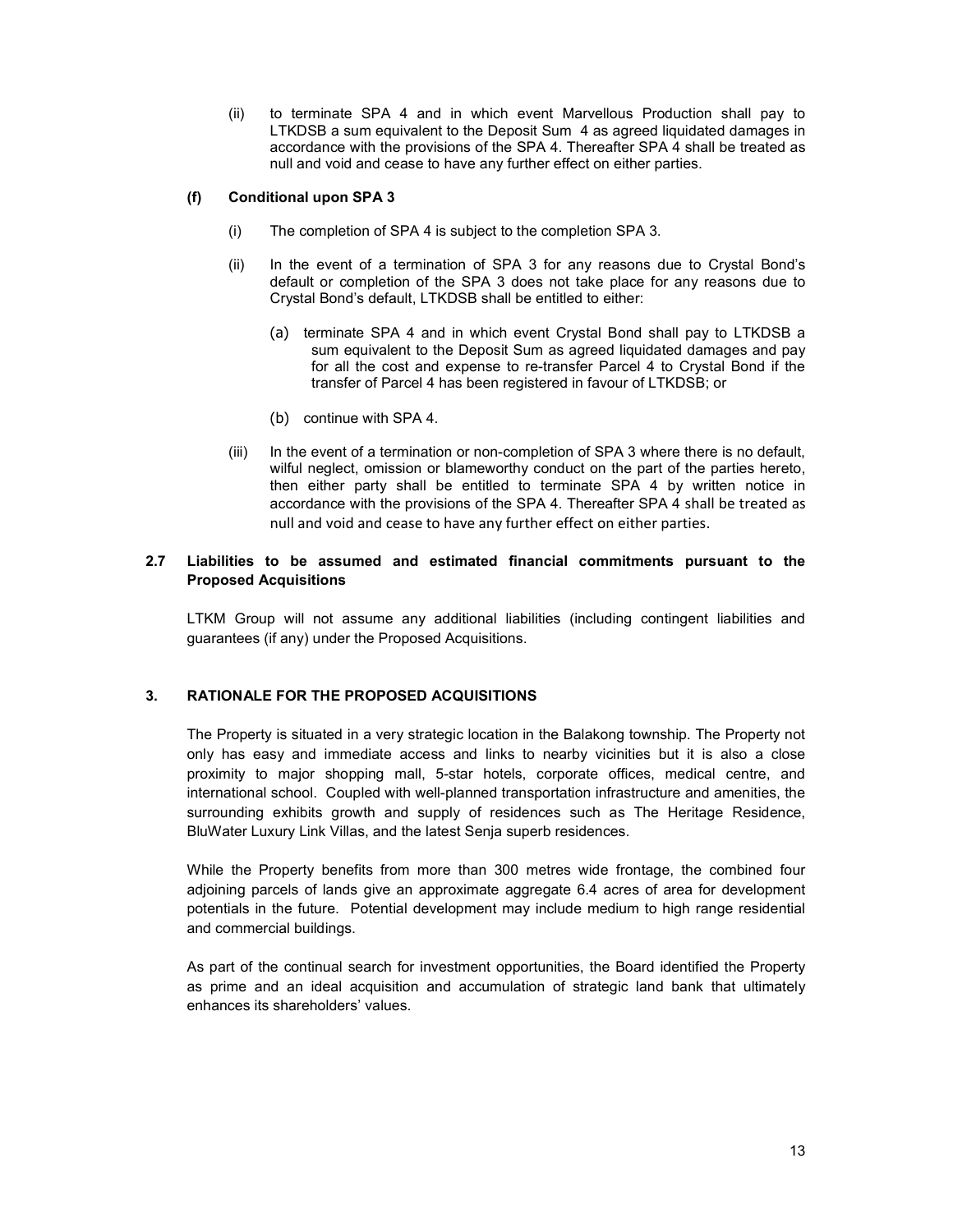(ii) to terminate SPA 4 and in which event Marvellous Production shall pay to LTKDSB a sum equivalent to the Deposit Sum 4 as agreed liquidated damages in accordance with the provisions of the SPA 4. Thereafter SPA 4 shall be treated as null and void and cease to have any further effect on either parties.

**(f) Conditional upon SPA 3**

(i) The completion of SPA 4 is subject to the completion SPA 3.

(ii) In the event of a termination of SPA 3 for any reasons due to Crystal Bond's default or completion of the SPA 3 does not take place for any reasons due to Crystal Bond's default, LTKDSB shall be entitled to either:

(a) terminate SPA 4 and in which event Crystal Bond shall pay to LTKDSB a sum equivalent to the Deposit Sum as agreed liquidated damages and pay for all the cost and expense to re-transfer Parcel 4 to Crystal Bond if the transfer of Parcel 4 has been registered in favour of LTKDSB; or

(b) continue with SPA 4.

(iii) In the event of a termination or non-completion of SPA 3 where there is no default, wilful neglect, omission or blameworthy conduct on the part of the parties hereto, then either party shall be entitled to terminate SPA 4 by written notice in accordance with the provisions of the SPA 4. Thereafter SPA 4 shall be treated as null and void and cease to have any further effect on either parties.

### 2.7 Liabilities to be assumed and estimated financial commitments pursuant to the Proposed Acquisitions

LTKM Group will not assume any additional liabilities (including contingent liabilities and guarantees (if any) under the Proposed Acquisitions.

## 3. RATIONALE FOR THE PROPOSED ACQUISITIONS

The Property is situated in a very strategic location in the Balakong township. The Property not only has easy and immediate access and links to nearby vicinities but it is also a close proximity to major shopping mall, 5-star hotels, corporate offices, medical centre, and international school. Coupled with well-planned transportation infrastructure and amenities, the surrounding exhibits growth and supply of residences such as The Heritage Residence, BluWater Luxury Link Villas, and the latest Senja superb residences.

While the Property benefits from more than 300 metres wide frontage, the combined four adjoining parcels of lands give an approximate aggregate 6.4 acres of area for development potentials in the future. Potential development may include medium to high range residential and commercial buildings.

As part of the continual search for investment opportunities, the Board identified the Property as prime and an ideal acquisition and accumulation of strategic land bank that ultimately enhances its shareholders' values.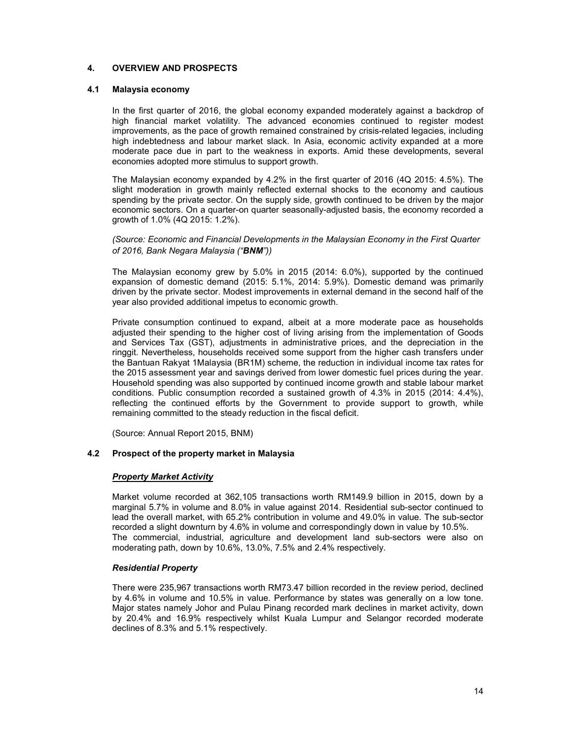## 4. OVERVIEW AND PROSPECTS

### 4.1 Malaysia economy

In the first quarter of 2016, the global economy expanded moderately against a backdrop of high financial market volatility. The advanced economies continued to register modest improvements, as the pace of growth remained constrained by crisis-related legacies, including high indebtedness and labour market slack. In Asia, economic activity expanded at a more moderate pace due in part to the weakness in exports. Amid these developments, several economies adopted more stimulus to support growth.

The Malaysian economy expanded by 4.2% in the first quarter of 2016 (4Q 2015: 4.5%). The slight moderation in growth mainly reflected external shocks to the economy and cautious spending by the private sector. On the supply side, growth continued to be driven by the major economic sectors. On a quarter-on quarter seasonally-adjusted basis, the economy recorded a growth of 1.0% (4Q 2015: 1.2%).

*(Source: Economic and Financial Developments in the Malaysian Economy in the First Quarter of 2016, Bank Negara Malaysia ("**BNM**"))*

The Malaysian economy grew by 5.0% in 2015 (2014: 6.0%), supported by the continued expansion of domestic demand (2015: 5.1%, 2014: 5.9%). Domestic demand was primarily driven by the private sector. Modest improvements in external demand in the second half of the year also provided additional impetus to economic growth.

Private consumption continued to expand, albeit at a more moderate pace as households adjusted their spending to the higher cost of living arising from the implementation of Goods and Services Tax (GST), adjustments in administrative prices, and the depreciation in the ringgit. Nevertheless, households received some support from the higher cash transfers under the Bantuan Rakyat 1Malaysia (BR1M) scheme, the reduction in individual income tax rates for the 2015 assessment year and savings derived from lower domestic fuel prices during the year. Household spending was also supported by continued income growth and stable labour market conditions. Public consumption recorded a sustained growth of 4.3% in 2015 (2014: 4.4%), reflecting the continued efforts by the Government to provide support to growth, while remaining committed to the steady reduction in the fiscal deficit.

(Source: Annual Report 2015, BNM)

### 4.2 Prospect of the property market in Malaysia

***<u>Property Market Activity</u>***

Market volume recorded at 362,105 transactions worth RM149.9 billion in 2015, down by a marginal 5.7% in volume and 8.0% in value against 2014. Residential sub-sector continued to lead the overall market, with 65.2% contribution in volume and 49.0% in value. The sub-sector recorded a slight downturn by 4.6% in volume and correspondingly down in value by 10.5%.
The commercial, industrial, agriculture and development land sub-sectors were also on moderating path, down by 10.6%, 13.0%, 7.5% and 2.4% respectively.

***Residential Property***

There were 235,967 transactions worth RM73.47 billion recorded in the review period, declined by 4.6% in volume and 10.5% in value. Performance by states was generally on a low tone. Major states namely Johor and Pulau Pinang recorded mark declines in market activity, down by 20.4% and 16.9% respectively whilst Kuala Lumpur and Selangor recorded moderate declines of 8.3% and 5.1% respectively.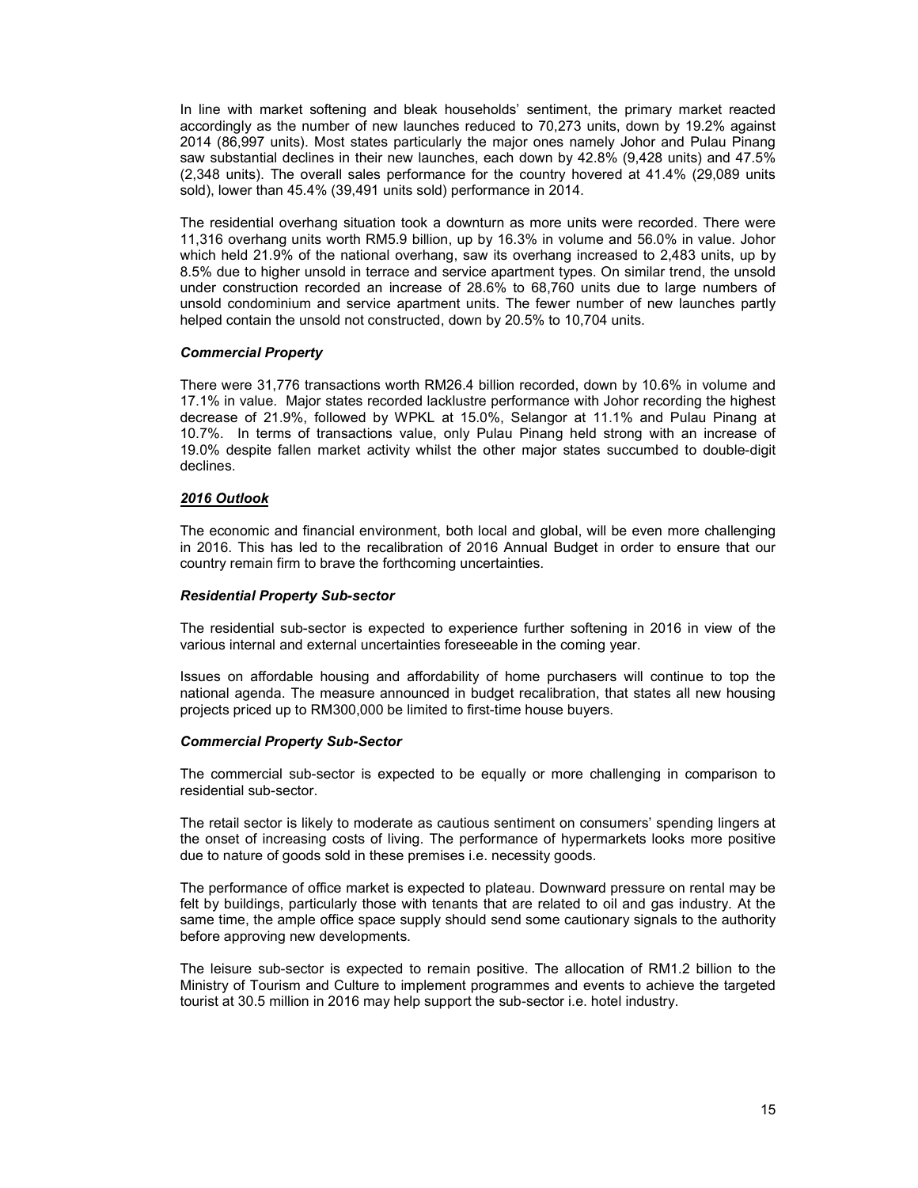In line with market softening and bleak households' sentiment, the primary market reacted accordingly as the number of new launches reduced to 70,273 units, down by 19.2% against 2014 (86,997 units). Most states particularly the major ones namely Johor and Pulau Pinang saw substantial declines in their new launches, each down by 42.8% (9,428 units) and 47.5% (2,348 units). The overall sales performance for the country hovered at 41.4% (29,089 units sold), lower than 45.4% (39,491 units sold) performance in 2014.

The residential overhang situation took a downturn as more units were recorded. There were 11,316 overhang units worth RM5.9 billion, up by 16.3% in volume and 56.0% in value. Johor which held 21.9% of the national overhang, saw its overhang increased to 2,483 units, up by 8.5% due to higher unsold in terrace and service apartment types. On similar trend, the unsold under construction recorded an increase of 28.6% to 68,760 units due to large numbers of unsold condominium and service apartment units. The fewer number of new launches partly helped contain the unsold not constructed, down by 20.5% to 10,704 units.

***Commercial Property***

There were 31,776 transactions worth RM26.4 billion recorded, down by 10.6% in volume and 17.1% in value. Major states recorded lacklustre performance with Johor recording the highest decrease of 21.9%, followed by WPKL at 15.0%, Selangor at 11.1% and Pulau Pinang at 10.7%. In terms of transactions value, only Pulau Pinang held strong with an increase of 19.0% despite fallen market activity whilst the other major states succumbed to double-digit declines.

***2016 Outlook***

The economic and financial environment, both local and global, will be even more challenging in 2016. This has led to the recalibration of 2016 Annual Budget in order to ensure that our country remain firm to brave the forthcoming uncertainties.

***Residential Property Sub-sector***

The residential sub-sector is expected to experience further softening in 2016 in view of the various internal and external uncertainties foreseeable in the coming year.

Issues on affordable housing and affordability of home purchasers will continue to top the national agenda. The measure announced in budget recalibration, that states all new housing projects priced up to RM300,000 be limited to first-time house buyers.

***Commercial Property Sub-Sector***

The commercial sub-sector is expected to be equally or more challenging in comparison to residential sub-sector.

The retail sector is likely to moderate as cautious sentiment on consumers' spending lingers at the onset of increasing costs of living. The performance of hypermarkets looks more positive due to nature of goods sold in these premises i.e. necessity goods.

The performance of office market is expected to plateau. Downward pressure on rental may be felt by buildings, particularly those with tenants that are related to oil and gas industry. At the same time, the ample office space supply should send some cautionary signals to the authority before approving new developments.

The leisure sub-sector is expected to remain positive. The allocation of RM1.2 billion to the Ministry of Tourism and Culture to implement programmes and events to achieve the targeted tourist at 30.5 million in 2016 may help support the sub-sector i.e. hotel industry.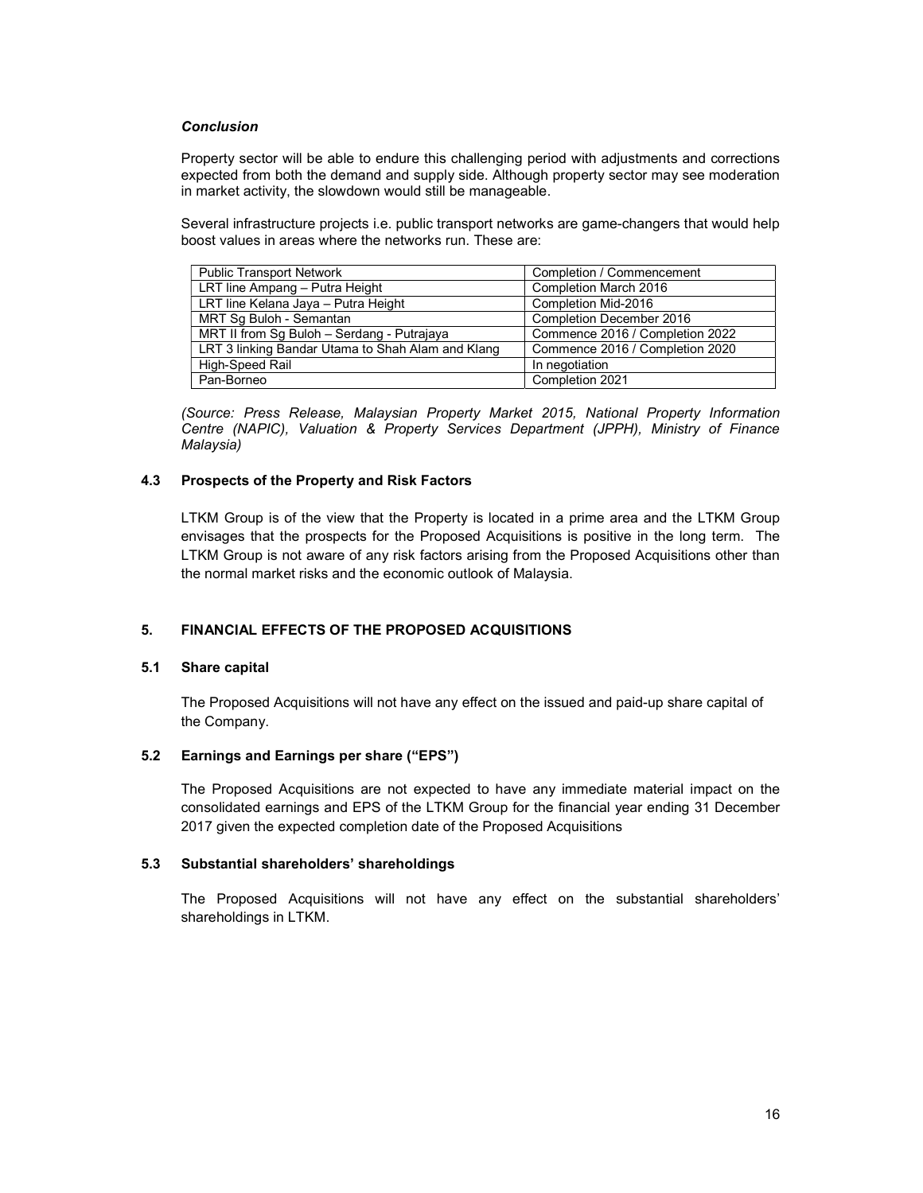***Conclusion***

Property sector will be able to endure this challenging period with adjustments and corrections expected from both the demand and supply side. Although property sector may see moderation in market activity, the slowdown would still be manageable.

Several infrastructure projects i.e. public transport networks are game-changers that would help boost values in areas where the networks run. These are:

| Public Transport Network | Completion / Commencement |
|---|---|
| LRT line Ampang – Putra Height | Completion March 2016 |
| LRT line Kelana Jaya – Putra Height | Completion Mid-2016 |
| MRT Sg Buloh - Semantan | Completion December 2016 |
| MRT II from Sg Buloh – Serdang - Putrajaya | Commence 2016 / Completion 2022 |
| LRT 3 linking Bandar Utama to Shah Alam and Klang | Commence 2016 / Completion 2020 |
| High-Speed Rail | In negotiation |
| Pan-Borneo | Completion 2021 |

*(Source: Press Release, Malaysian Property Market 2015, National Property Information Centre (NAPIC), Valuation & Property Services Department (JPPH), Ministry of Finance Malaysia)*

### 4.3 Prospects of the Property and Risk Factors

LTKM Group is of the view that the Property is located in a prime area and the LTKM Group envisages that the prospects for the Proposed Acquisitions is positive in the long term. The LTKM Group is not aware of any risk factors arising from the Proposed Acquisitions other than the normal market risks and the economic outlook of Malaysia.

## 5. FINANCIAL EFFECTS OF THE PROPOSED ACQUISITIONS

### 5.1 Share capital

The Proposed Acquisitions will not have any effect on the issued and paid-up share capital of the Company.

### 5.2 Earnings and Earnings per share ("EPS")

The Proposed Acquisitions are not expected to have any immediate material impact on the consolidated earnings and EPS of the LTKM Group for the financial year ending 31 December 2017 given the expected completion date of the Proposed Acquisitions

### 5.3 Substantial shareholders' shareholdings

The Proposed Acquisitions will not have any effect on the substantial shareholders' shareholdings in LTKM.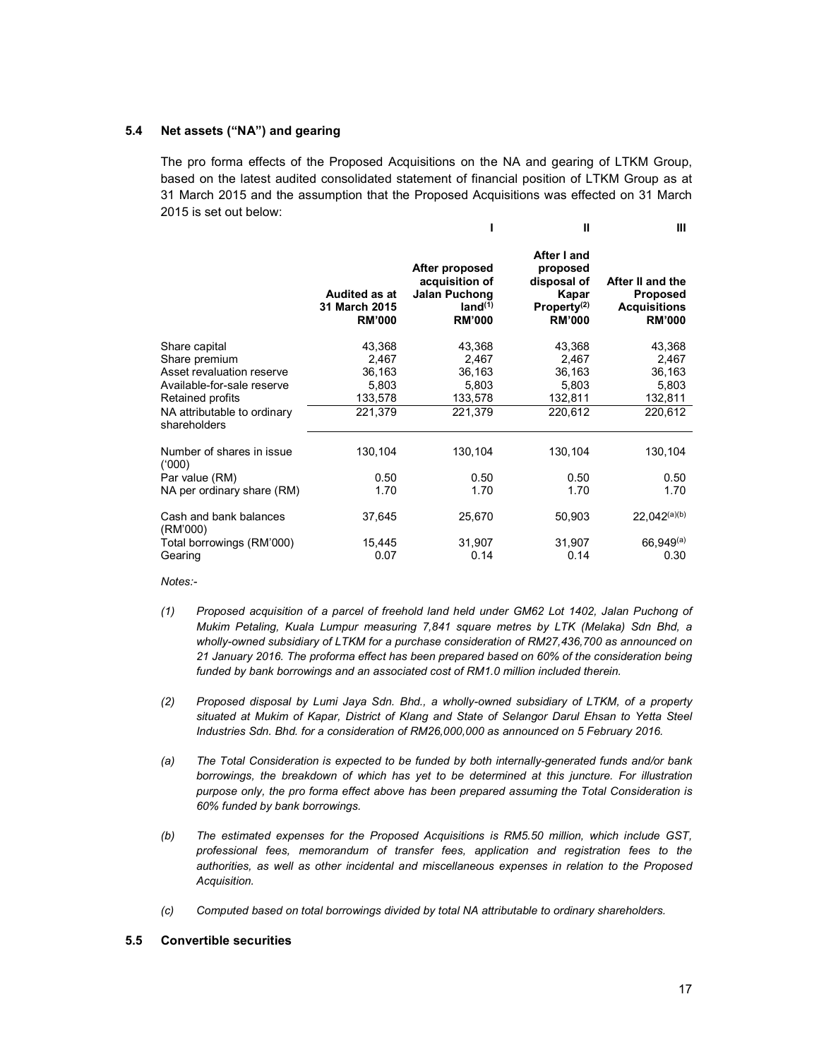### 5.4 Net assets ("NA") and gearing

The pro forma effects of the Proposed Acquisitions on the NA and gearing of LTKM Group, based on the latest audited consolidated statement of financial position of LTKM Group as at 31 March 2015 and the assumption that the Proposed Acquisitions was effected on 31 March 2015 is set out below:

| | | I | II | III |
|---|---|---|---|---|
| | **Audited as at 31 March 2015 RM'000** | **After proposed acquisition of Jalan Puchong land[(1)] RM'000** | **After I and proposed disposal of Kapar Property[(2)] RM'000** | **After II and the Proposed Acquisitions RM'000** |
| Share capital | 43,368 | 43,368 | 43,368 | 43,368 |
| Share premium | 2,467 | 2,467 | 2,467 | 2,467 |
| Asset revaluation reserve | 36,163 | 36,163 | 36,163 | 36,163 |
| Available-for-sale reserve | 5,803 | 5,803 | 5,803 | 5,803 |
| Retained profits | 133,578 | 133,578 | 132,811 | 132,811 |
| NA attributable to ordinary shareholders | 221,379 | 221,379 | 220,612 | 220,612 |
| Number of shares in issue ('000) | 130,104 | 130,104 | 130,104 | 130,104 |
| Par value (RM) | 0.50 | 0.50 | 0.50 | 0.50 |
| NA per ordinary share (RM) | 1.70 | 1.70 | 1.70 | 1.70 |
| Cash and bank balances (RM'000) | 37,645 | 25,670 | 50,903 | 22,042[(a)(b)] |
| Total borrowings (RM'000) | 15,445 | 31,907 | 31,907 | 66,949[(a)] |
| Gearing | 0.07 | 0.14 | 0.14 | 0.30 |

*Notes:-*

*(1) Proposed acquisition of a parcel of freehold land held under GM62 Lot 1402, Jalan Puchong of Mukim Petaling, Kuala Lumpur measuring 7,841 square metres by LTK (Melaka) Sdn Bhd, a wholly-owned subsidiary of LTKM for a purchase consideration of RM27,436,700 as announced on 21 January 2016. The proforma effect has been prepared based on 60% of the consideration being funded by bank borrowings and an associated cost of RM1.0 million included therein.*

*(2) Proposed disposal by Lumi Jaya Sdn. Bhd., a wholly-owned subsidiary of LTKM, of a property situated at Mukim of Kapar, District of Klang and State of Selangor Darul Ehsan to Yetta Steel Industries Sdn. Bhd. for a consideration of RM26,000,000 as announced on 5 February 2016.*

*(a) The Total Consideration is expected to be funded by both internally-generated funds and/or bank borrowings, the breakdown of which has yet to be determined at this juncture. For illustration purpose only, the pro forma effect above has been prepared assuming the Total Consideration is 60% funded by bank borrowings.*

*(b) The estimated expenses for the Proposed Acquisitions is RM5.50 million, which include GST, professional fees, memorandum of transfer fees, application and registration fees to the authorities, as well as other incidental and miscellaneous expenses in relation to the Proposed Acquisition.*

*(c) Computed based on total borrowings divided by total NA attributable to ordinary shareholders.*

### 5.5 Convertible securities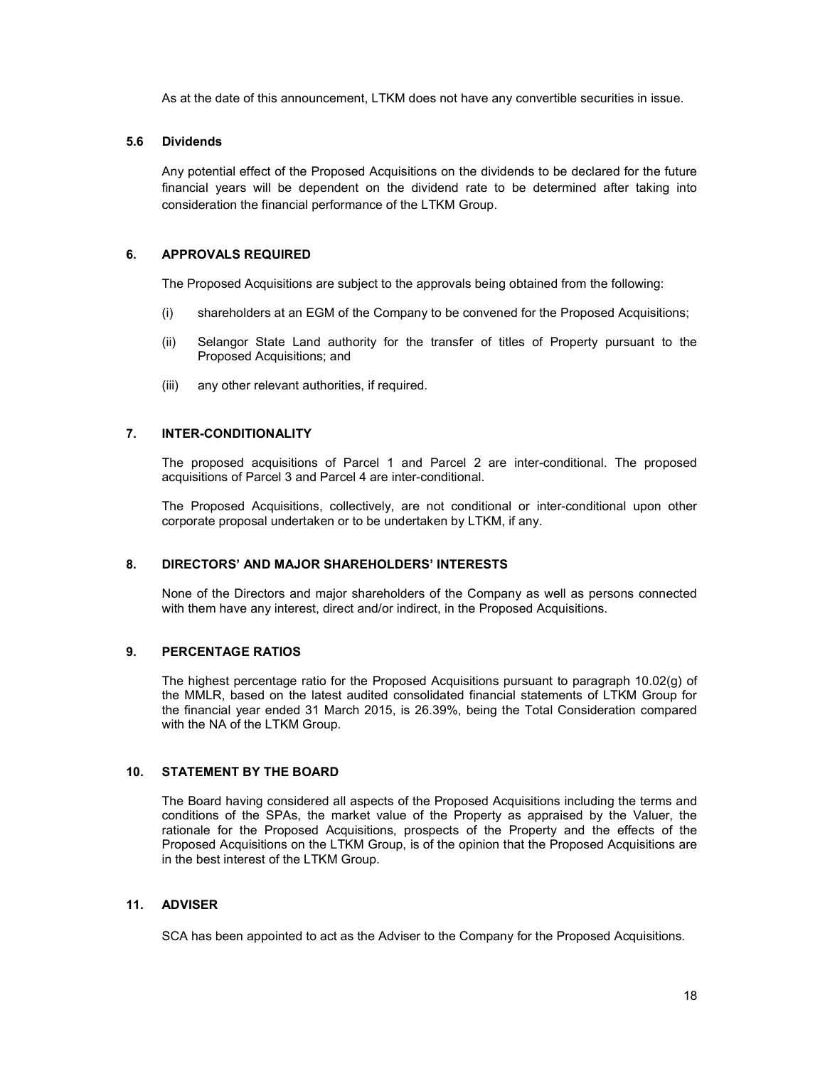As at the date of this announcement, LTKM does not have any convertible securities in issue.

### 5.6 Dividends

Any potential effect of the Proposed Acquisitions on the dividends to be declared for the future financial years will be dependent on the dividend rate to be determined after taking into consideration the financial performance of the LTKM Group.

## 6. APPROVALS REQUIRED

The Proposed Acquisitions are subject to the approvals being obtained from the following:

(i) shareholders at an EGM of the Company to be convened for the Proposed Acquisitions;

(ii) Selangor State Land authority for the transfer of titles of Property pursuant to the Proposed Acquisitions; and

(iii) any other relevant authorities, if required.

## 7. INTER-CONDITIONALITY

The proposed acquisitions of Parcel 1 and Parcel 2 are inter-conditional. The proposed acquisitions of Parcel 3 and Parcel 4 are inter-conditional.

The Proposed Acquisitions, collectively, are not conditional or inter-conditional upon other corporate proposal undertaken or to be undertaken by LTKM, if any.

## 8. DIRECTORS' AND MAJOR SHAREHOLDERS' INTERESTS

None of the Directors and major shareholders of the Company as well as persons connected with them have any interest, direct and/or indirect, in the Proposed Acquisitions.

## 9. PERCENTAGE RATIOS

The highest percentage ratio for the Proposed Acquisitions pursuant to paragraph 10.02(g) of the MMLR, based on the latest audited consolidated financial statements of LTKM Group for the financial year ended 31 March 2015, is 26.39%, being the Total Consideration compared with the NA of the LTKM Group.

## 10. STATEMENT BY THE BOARD

The Board having considered all aspects of the Proposed Acquisitions including the terms and conditions of the SPAs, the market value of the Property as appraised by the Valuer, the rationale for the Proposed Acquisitions, prospects of the Property and the effects of the Proposed Acquisitions on the LTKM Group, is of the opinion that the Proposed Acquisitions are in the best interest of the LTKM Group.

## 11. ADVISER

SCA has been appointed to act as the Adviser to the Company for the Proposed Acquisitions.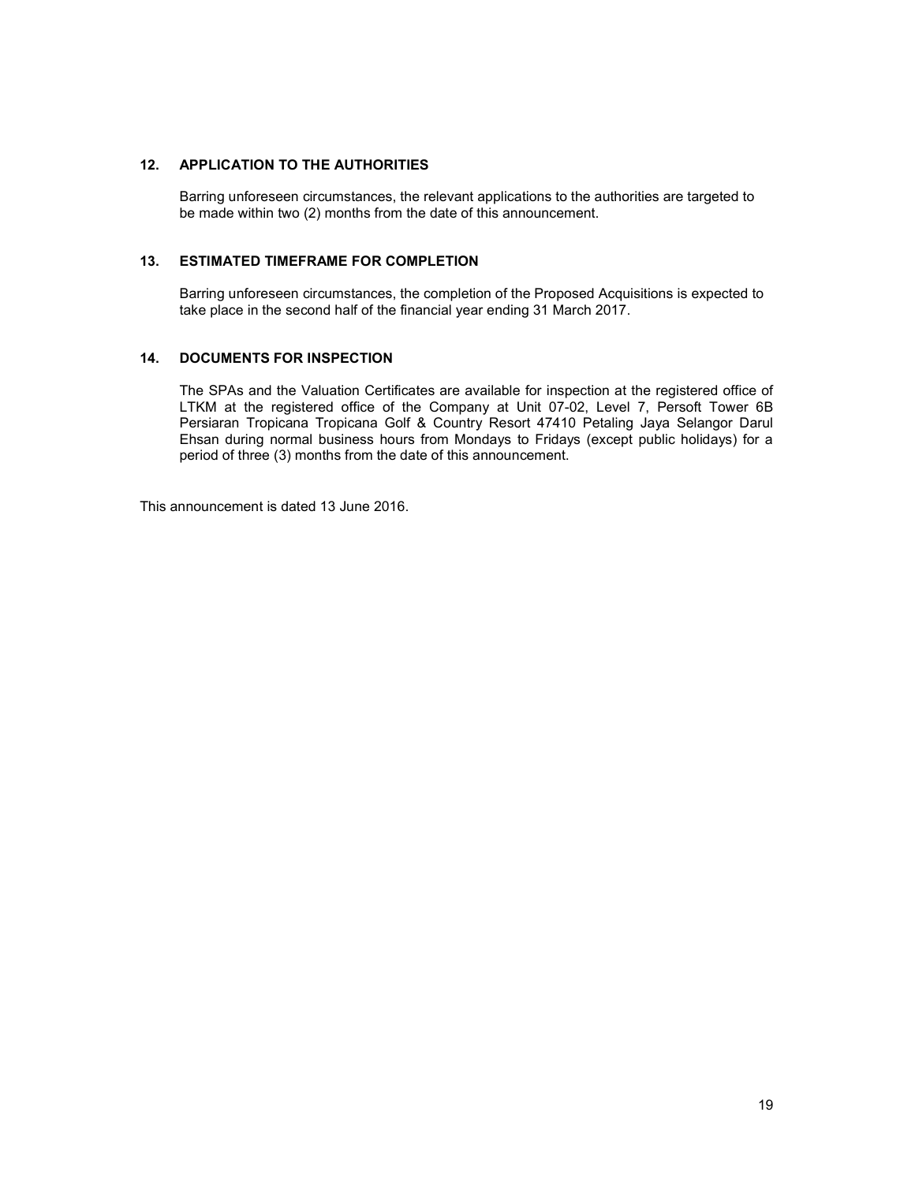## 12. APPLICATION TO THE AUTHORITIES

Barring unforeseen circumstances, the relevant applications to the authorities are targeted to be made within two (2) months from the date of this announcement.

## 13. ESTIMATED TIMEFRAME FOR COMPLETION

Barring unforeseen circumstances, the completion of the Proposed Acquisitions is expected to take place in the second half of the financial year ending 31 March 2017.

## 14. DOCUMENTS FOR INSPECTION

The SPAs and the Valuation Certificates are available for inspection at the registered office of LTKM at the registered office of the Company at Unit 07-02, Level 7, Persoft Tower 6B Persiaran Tropicana Tropicana Golf & Country Resort 47410 Petaling Jaya Selangor Darul Ehsan during normal business hours from Mondays to Fridays (except public holidays) for a period of three (3) months from the date of this announcement.

This announcement is dated 13 June 2016.